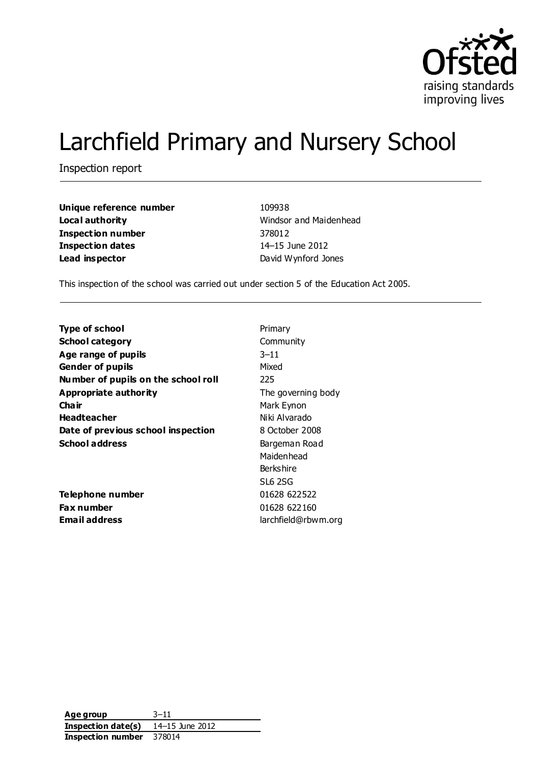# Larchfield Primary and Nursery School

Inspection report

| | |
|---|---|
| **Unique reference number** | 109938 |
| **Local authority** | Windsor and Maidenhead |
| **Inspection number** | 378012 |
| **Inspection dates** | 14–15 June 2012 |
| **Lead inspector** | David Wynford Jones |

This inspection of the school was carried out under section 5 of the Education Act 2005.

| | |
|---|---|
| **Type of school** | Primary |
| **School category** | Community |
| **Age range of pupils** | 3–11 |
| **Gender of pupils** | Mixed |
| **Number of pupils on the school roll** | 225 |
| **Appropriate authority** | The governing body |
| **Chair** | Mark Eynon |
| **Headteacher** | Niki Alvarado |
| **Date of previous school inspection** | 8 October 2008 |
| **School address** | Bargeman Road<br>Maidenhead<br>Berkshire<br>SL6 2SG |
| **Telephone number** | 01628 622522 |
| **Fax number** | 01628 622160 |
| **Email address** | larchfield@rbwm.org |

| | |
|---|---|
| **Age group** | 3–11 |
| **Inspection date(s)** | 14–15 June 2012 |
| **Inspection number** | 378014 |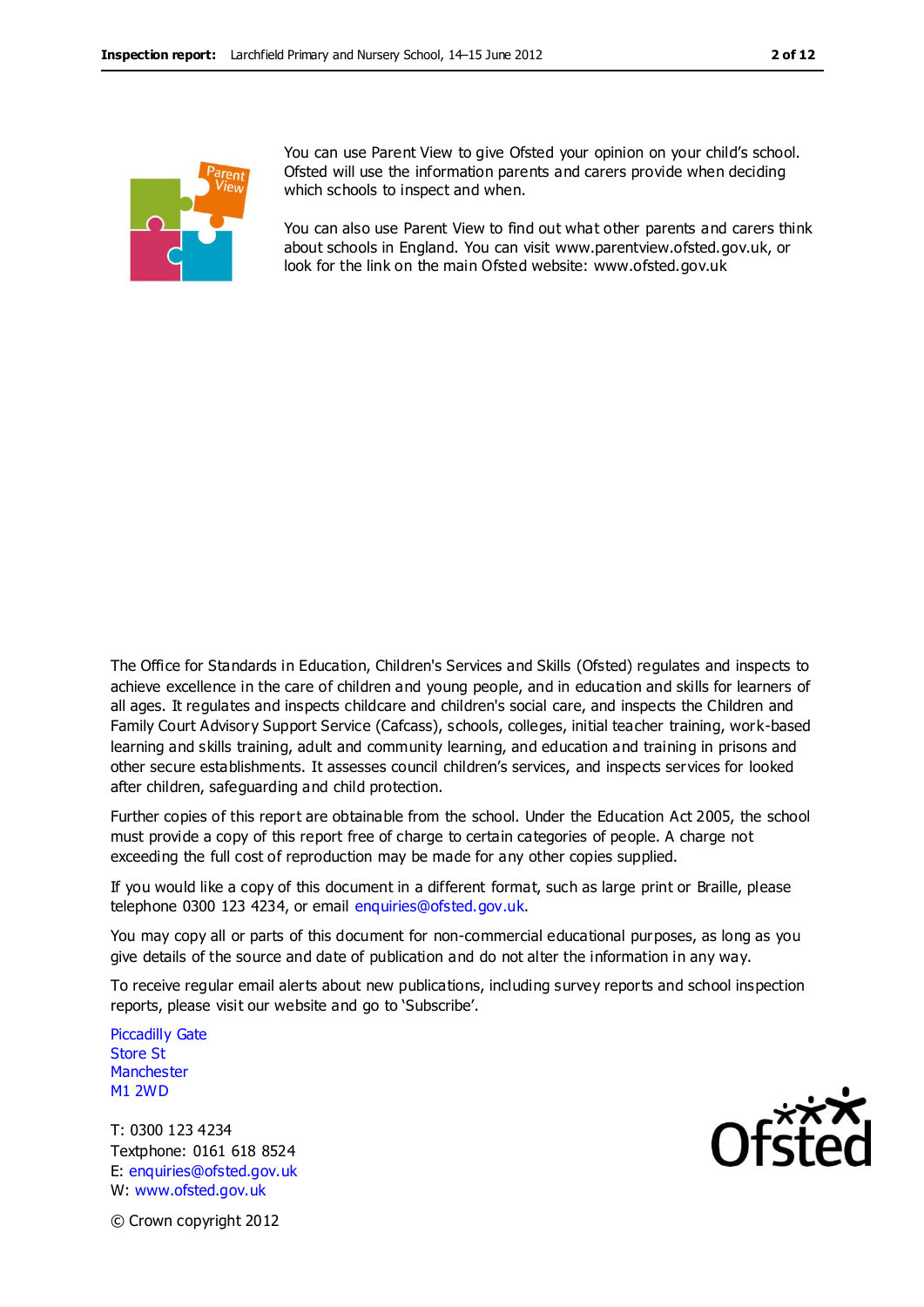You can use Parent View to give Ofsted your opinion on your child's school. Ofsted will use the information parents and carers provide when deciding which schools to inspect and when.

You can also use Parent View to find out what other parents and carers think about schools in England. You can visit www.parentview.ofsted.gov.uk, or look for the link on the main Ofsted website: www.ofsted.gov.uk

The Office for Standards in Education, Children's Services and Skills (Ofsted) regulates and inspects to achieve excellence in the care of children and young people, and in education and skills for learners of all ages. It regulates and inspects childcare and children's social care, and inspects the Children and Family Court Advisory Support Service (Cafcass), schools, colleges, initial teacher training, work-based learning and skills training, adult and community learning, and education and training in prisons and other secure establishments. It assesses council children's services, and inspects services for looked after children, safeguarding and child protection.

Further copies of this report are obtainable from the school. Under the Education Act 2005, the school must provide a copy of this report free of charge to certain categories of people. A charge not exceeding the full cost of reproduction may be made for any other copies supplied.

If you would like a copy of this document in a different format, such as large print or Braille, please telephone 0300 123 4234, or email enquiries@ofsted.gov.uk.

You may copy all or parts of this document for non-commercial educational purposes, as long as you give details of the source and date of publication and do not alter the information in any way.

To receive regular email alerts about new publications, including survey reports and school inspection reports, please visit our website and go to 'Subscribe'.

Piccadilly Gate
Store St
Manchester
M1 2WD

T: 0300 123 4234
Textphone: 0161 618 8524
E: enquiries@ofsted.gov.uk
W: www.ofsted.gov.uk

© Crown copyright 2012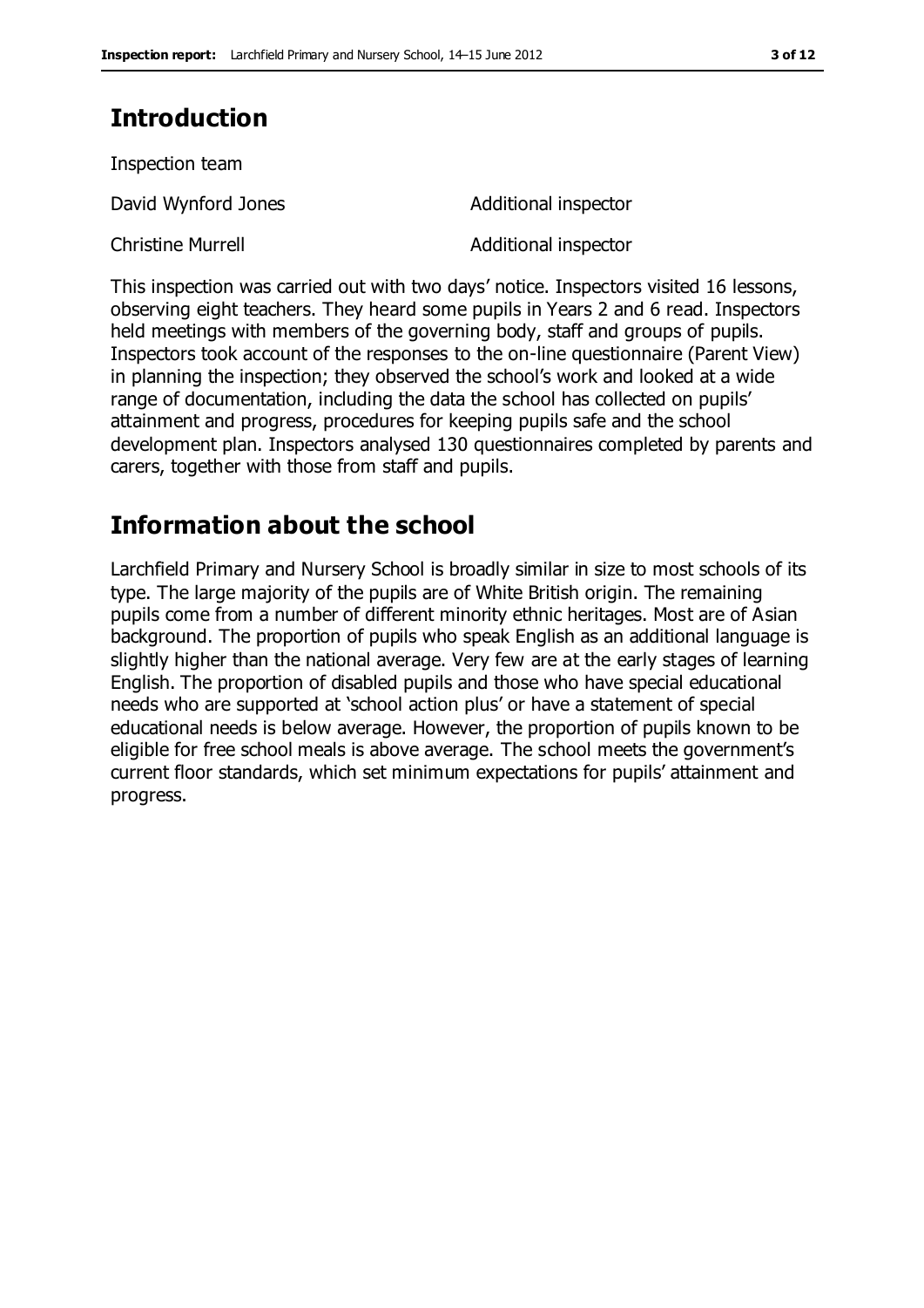## Introduction

Inspection team

| | |
|---|---|
| David Wynford Jones | Additional inspector |
| Christine Murrell | Additional inspector |

This inspection was carried out with two days' notice. Inspectors visited 16 lessons, observing eight teachers. They heard some pupils in Years 2 and 6 read. Inspectors held meetings with members of the governing body, staff and groups of pupils. Inspectors took account of the responses to the on-line questionnaire (Parent View) in planning the inspection; they observed the school's work and looked at a wide range of documentation, including the data the school has collected on pupils' attainment and progress, procedures for keeping pupils safe and the school development plan. Inspectors analysed 130 questionnaires completed by parents and carers, together with those from staff and pupils.

## Information about the school

Larchfield Primary and Nursery School is broadly similar in size to most schools of its type. The large majority of the pupils are of White British origin. The remaining pupils come from a number of different minority ethnic heritages. Most are of Asian background. The proportion of pupils who speak English as an additional language is slightly higher than the national average. Very few are at the early stages of learning English. The proportion of disabled pupils and those who have special educational needs who are supported at 'school action plus' or have a statement of special educational needs is below average. However, the proportion of pupils known to be eligible for free school meals is above average. The school meets the government's current floor standards, which set minimum expectations for pupils' attainment and progress.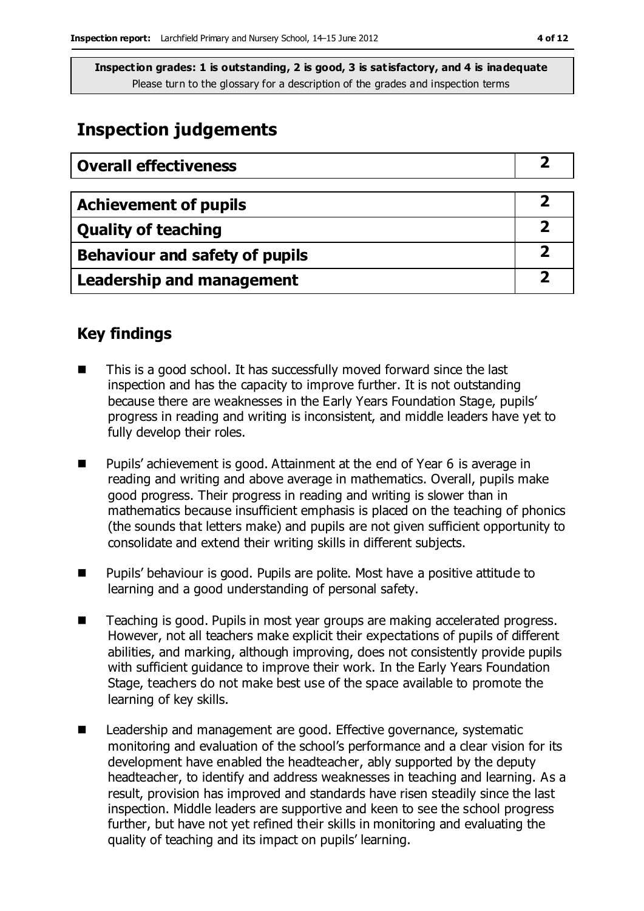**Inspection grades: 1 is outstanding, 2 is good, 3 is satisfactory, and 4 is inadequate**
Please turn to the glossary for a description of the grades and inspection terms

## Inspection judgements

| **Overall effectiveness** | **2** |
|---|---|

| **Achievement of pupils** | **2** |
|---|---|
| **Quality of teaching** | **2** |
| **Behaviour and safety of pupils** | **2** |
| **Leadership and management** | **2** |

### Key findings

- This is a good school. It has successfully moved forward since the last inspection and has the capacity to improve further. It is not outstanding because there are weaknesses in the Early Years Foundation Stage, pupils' progress in reading and writing is inconsistent, and middle leaders have yet to fully develop their roles.
- Pupils' achievement is good. Attainment at the end of Year 6 is average in reading and writing and above average in mathematics. Overall, pupils make good progress. Their progress in reading and writing is slower than in mathematics because insufficient emphasis is placed on the teaching of phonics (the sounds that letters make) and pupils are not given sufficient opportunity to consolidate and extend their writing skills in different subjects.
- Pupils' behaviour is good. Pupils are polite. Most have a positive attitude to learning and a good understanding of personal safety.
- Teaching is good. Pupils in most year groups are making accelerated progress. However, not all teachers make explicit their expectations of pupils of different abilities, and marking, although improving, does not consistently provide pupils with sufficient guidance to improve their work. In the Early Years Foundation Stage, teachers do not make best use of the space available to promote the learning of key skills.
- Leadership and management are good. Effective governance, systematic monitoring and evaluation of the school's performance and a clear vision for its development have enabled the headteacher, ably supported by the deputy headteacher, to identify and address weaknesses in teaching and learning. As a result, provision has improved and standards have risen steadily since the last inspection. Middle leaders are supportive and keen to see the school progress further, but have not yet refined their skills in monitoring and evaluating the quality of teaching and its impact on pupils' learning.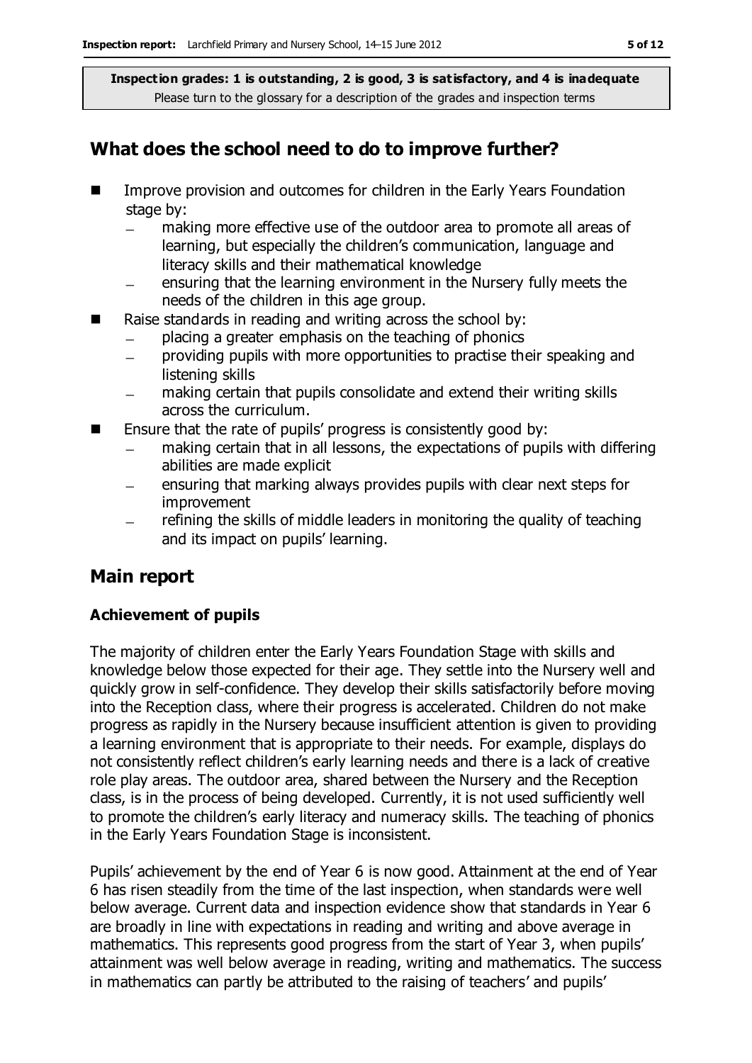**Inspection grades: 1 is outstanding, 2 is good, 3 is satisfactory, and 4 is inadequate**
Please turn to the glossary for a description of the grades and inspection terms

## What does the school need to do to improve further?

- Improve provision and outcomes for children in the Early Years Foundation stage by:
  - making more effective use of the outdoor area to promote all areas of learning, but especially the children's communication, language and literacy skills and their mathematical knowledge
  - ensuring that the learning environment in the Nursery fully meets the needs of the children in this age group.
- Raise standards in reading and writing across the school by:
  - placing a greater emphasis on the teaching of phonics
  - providing pupils with more opportunities to practise their speaking and listening skills
  - making certain that pupils consolidate and extend their writing skills across the curriculum.
- Ensure that the rate of pupils' progress is consistently good by:
  - making certain that in all lessons, the expectations of pupils with differing abilities are made explicit
  - ensuring that marking always provides pupils with clear next steps for improvement
  - refining the skills of middle leaders in monitoring the quality of teaching and its impact on pupils' learning.

## Main report

### Achievement of pupils

The majority of children enter the Early Years Foundation Stage with skills and knowledge below those expected for their age. They settle into the Nursery well and quickly grow in self-confidence. They develop their skills satisfactorily before moving into the Reception class, where their progress is accelerated. Children do not make progress as rapidly in the Nursery because insufficient attention is given to providing a learning environment that is appropriate to their needs. For example, displays do not consistently reflect children's early learning needs and there is a lack of creative role play areas. The outdoor area, shared between the Nursery and the Reception class, is in the process of being developed. Currently, it is not used sufficiently well to promote the children's early literacy and numeracy skills. The teaching of phonics in the Early Years Foundation Stage is inconsistent.

Pupils' achievement by the end of Year 6 is now good. Attainment at the end of Year 6 has risen steadily from the time of the last inspection, when standards were well below average. Current data and inspection evidence show that standards in Year 6 are broadly in line with expectations in reading and writing and above average in mathematics. This represents good progress from the start of Year 3, when pupils' attainment was well below average in reading, writing and mathematics. The success in mathematics can partly be attributed to the raising of teachers' and pupils'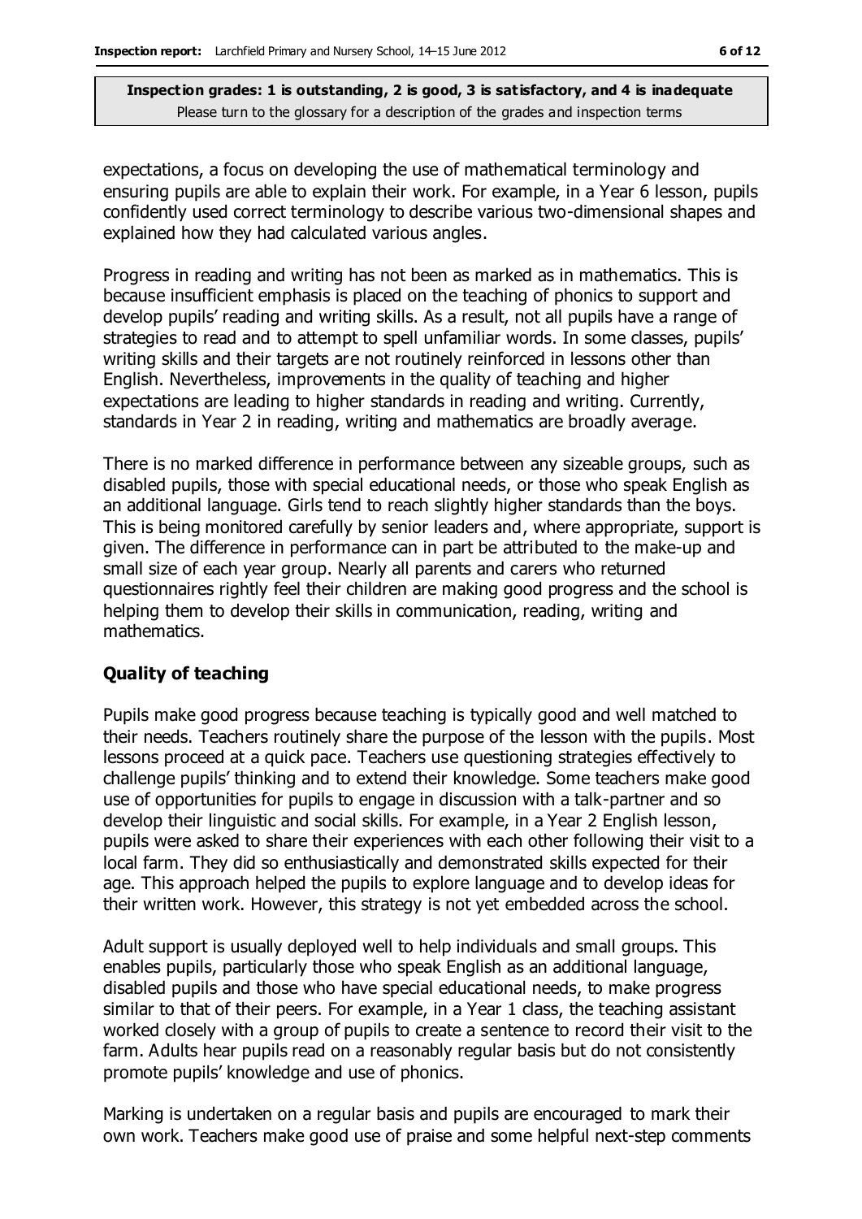expectations, a focus on developing the use of mathematical terminology and ensuring pupils are able to explain their work. For example, in a Year 6 lesson, pupils confidently used correct terminology to describe various two-dimensional shapes and explained how they had calculated various angles.

Progress in reading and writing has not been as marked as in mathematics. This is because insufficient emphasis is placed on the teaching of phonics to support and develop pupils' reading and writing skills. As a result, not all pupils have a range of strategies to read and to attempt to spell unfamiliar words. In some classes, pupils' writing skills and their targets are not routinely reinforced in lessons other than English. Nevertheless, improvements in the quality of teaching and higher expectations are leading to higher standards in reading and writing. Currently, standards in Year 2 in reading, writing and mathematics are broadly average.

There is no marked difference in performance between any sizeable groups, such as disabled pupils, those with special educational needs, or those who speak English as an additional language. Girls tend to reach slightly higher standards than the boys. This is being monitored carefully by senior leaders and, where appropriate, support is given. The difference in performance can in part be attributed to the make-up and small size of each year group. Nearly all parents and carers who returned questionnaires rightly feel their children are making good progress and the school is helping them to develop their skills in communication, reading, writing and mathematics.

## Quality of teaching

Pupils make good progress because teaching is typically good and well matched to their needs. Teachers routinely share the purpose of the lesson with the pupils. Most lessons proceed at a quick pace. Teachers use questioning strategies effectively to challenge pupils' thinking and to extend their knowledge. Some teachers make good use of opportunities for pupils to engage in discussion with a talk-partner and so develop their linguistic and social skills. For example, in a Year 2 English lesson, pupils were asked to share their experiences with each other following their visit to a local farm. They did so enthusiastically and demonstrated skills expected for their age. This approach helped the pupils to explore language and to develop ideas for their written work. However, this strategy is not yet embedded across the school.

Adult support is usually deployed well to help individuals and small groups. This enables pupils, particularly those who speak English as an additional language, disabled pupils and those who have special educational needs, to make progress similar to that of their peers. For example, in a Year 1 class, the teaching assistant worked closely with a group of pupils to create a sentence to record their visit to the farm. Adults hear pupils read on a reasonably regular basis but do not consistently promote pupils' knowledge and use of phonics.

Marking is undertaken on a regular basis and pupils are encouraged to mark their own work. Teachers make good use of praise and some helpful next-step comments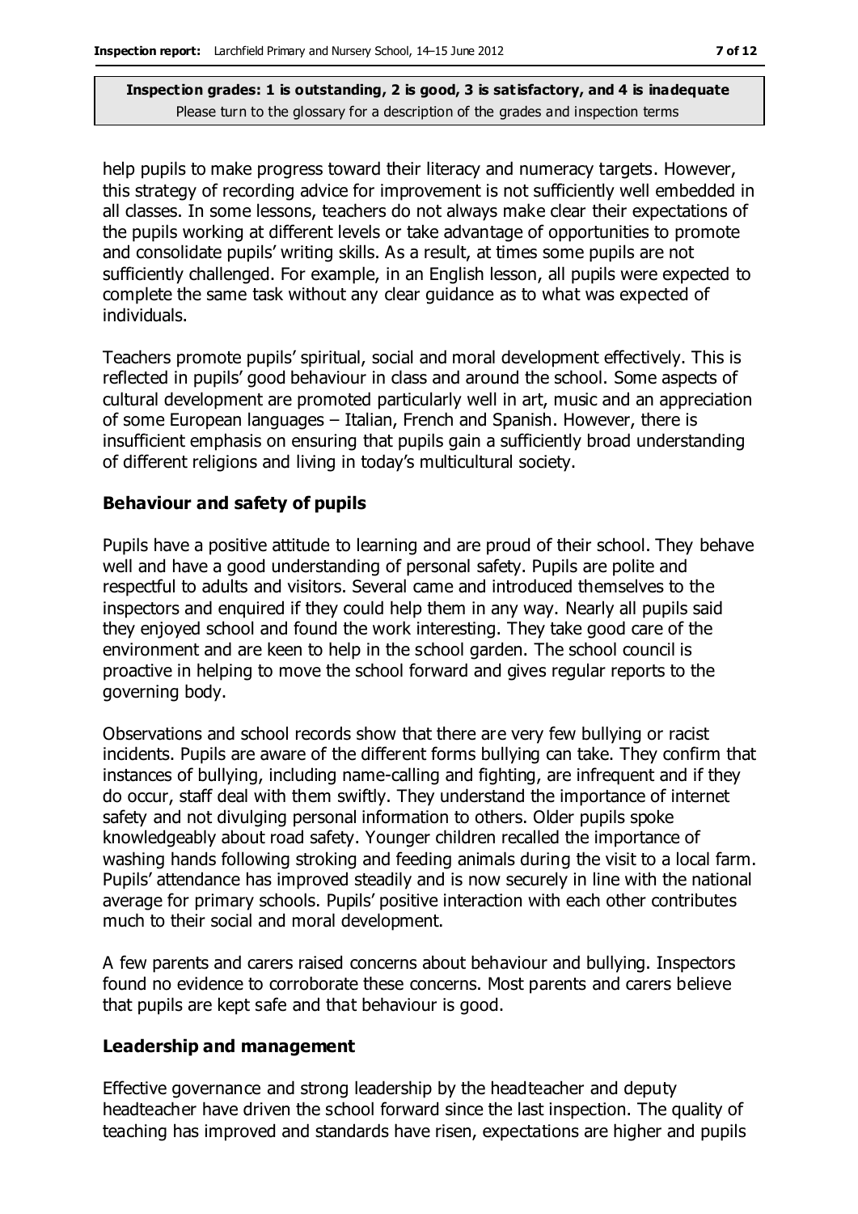help pupils to make progress toward their literacy and numeracy targets. However, this strategy of recording advice for improvement is not sufficiently well embedded in all classes. In some lessons, teachers do not always make clear their expectations of the pupils working at different levels or take advantage of opportunities to promote and consolidate pupils' writing skills. As a result, at times some pupils are not sufficiently challenged. For example, in an English lesson, all pupils were expected to complete the same task without any clear guidance as to what was expected of individuals.

Teachers promote pupils' spiritual, social and moral development effectively. This is reflected in pupils' good behaviour in class and around the school. Some aspects of cultural development are promoted particularly well in art, music and an appreciation of some European languages – Italian, French and Spanish. However, there is insufficient emphasis on ensuring that pupils gain a sufficiently broad understanding of different religions and living in today's multicultural society.

### Behaviour and safety of pupils

Pupils have a positive attitude to learning and are proud of their school. They behave well and have a good understanding of personal safety. Pupils are polite and respectful to adults and visitors. Several came and introduced themselves to the inspectors and enquired if they could help them in any way. Nearly all pupils said they enjoyed school and found the work interesting. They take good care of the environment and are keen to help in the school garden. The school council is proactive in helping to move the school forward and gives regular reports to the governing body.

Observations and school records show that there are very few bullying or racist incidents. Pupils are aware of the different forms bullying can take. They confirm that instances of bullying, including name-calling and fighting, are infrequent and if they do occur, staff deal with them swiftly. They understand the importance of internet safety and not divulging personal information to others. Older pupils spoke knowledgeably about road safety. Younger children recalled the importance of washing hands following stroking and feeding animals during the visit to a local farm. Pupils' attendance has improved steadily and is now securely in line with the national average for primary schools. Pupils' positive interaction with each other contributes much to their social and moral development.

A few parents and carers raised concerns about behaviour and bullying. Inspectors found no evidence to corroborate these concerns. Most parents and carers believe that pupils are kept safe and that behaviour is good.

### Leadership and management

Effective governance and strong leadership by the headteacher and deputy headteacher have driven the school forward since the last inspection. The quality of teaching has improved and standards have risen, expectations are higher and pupils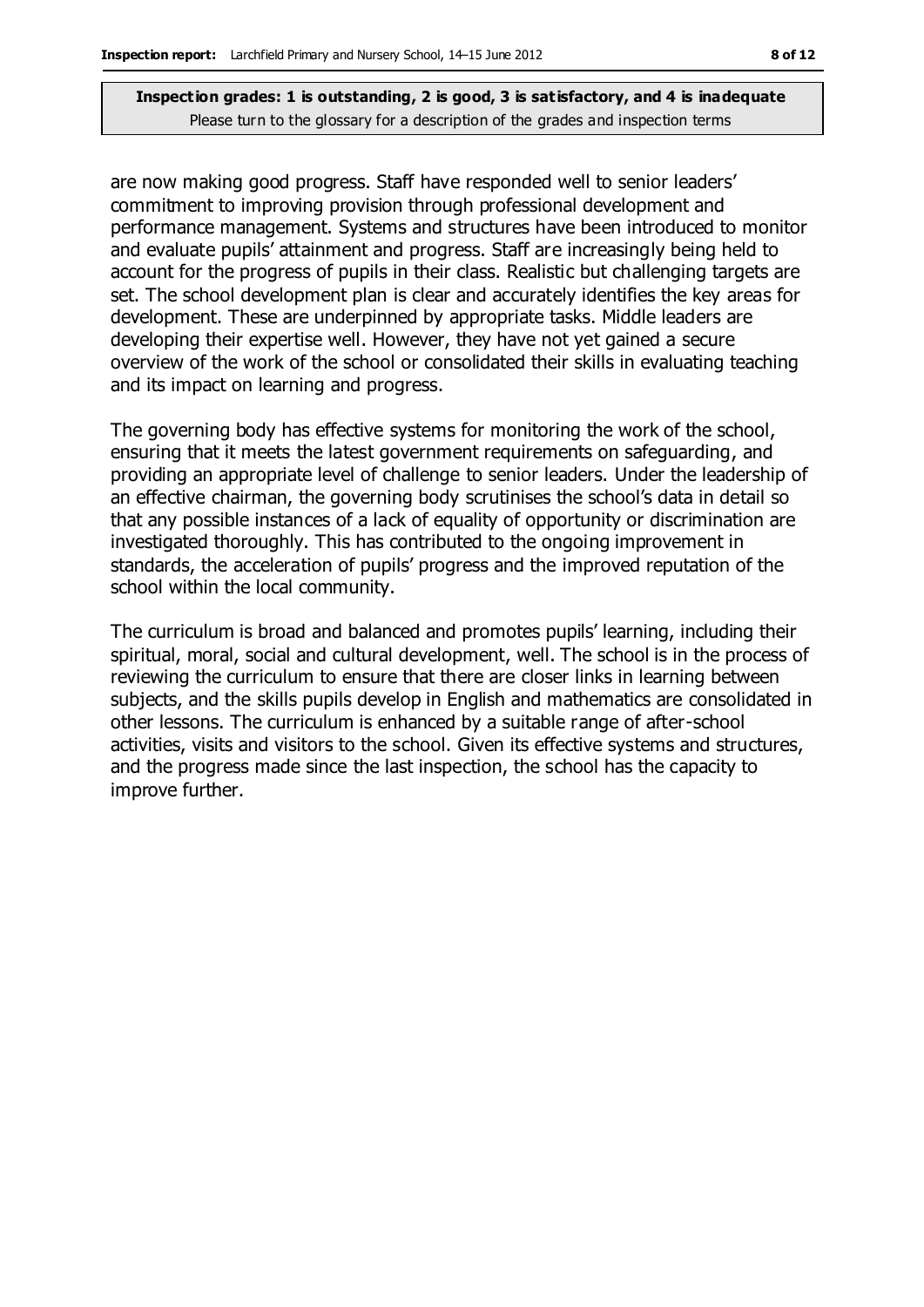are now making good progress. Staff have responded well to senior leaders' commitment to improving provision through professional development and performance management. Systems and structures have been introduced to monitor and evaluate pupils' attainment and progress. Staff are increasingly being held to account for the progress of pupils in their class. Realistic but challenging targets are set. The school development plan is clear and accurately identifies the key areas for development. These are underpinned by appropriate tasks. Middle leaders are developing their expertise well. However, they have not yet gained a secure overview of the work of the school or consolidated their skills in evaluating teaching and its impact on learning and progress.

The governing body has effective systems for monitoring the work of the school, ensuring that it meets the latest government requirements on safeguarding, and providing an appropriate level of challenge to senior leaders. Under the leadership of an effective chairman, the governing body scrutinises the school's data in detail so that any possible instances of a lack of equality of opportunity or discrimination are investigated thoroughly. This has contributed to the ongoing improvement in standards, the acceleration of pupils' progress and the improved reputation of the school within the local community.

The curriculum is broad and balanced and promotes pupils' learning, including their spiritual, moral, social and cultural development, well. The school is in the process of reviewing the curriculum to ensure that there are closer links in learning between subjects, and the skills pupils develop in English and mathematics are consolidated in other lessons. The curriculum is enhanced by a suitable range of after-school activities, visits and visitors to the school. Given its effective systems and structures, and the progress made since the last inspection, the school has the capacity to improve further.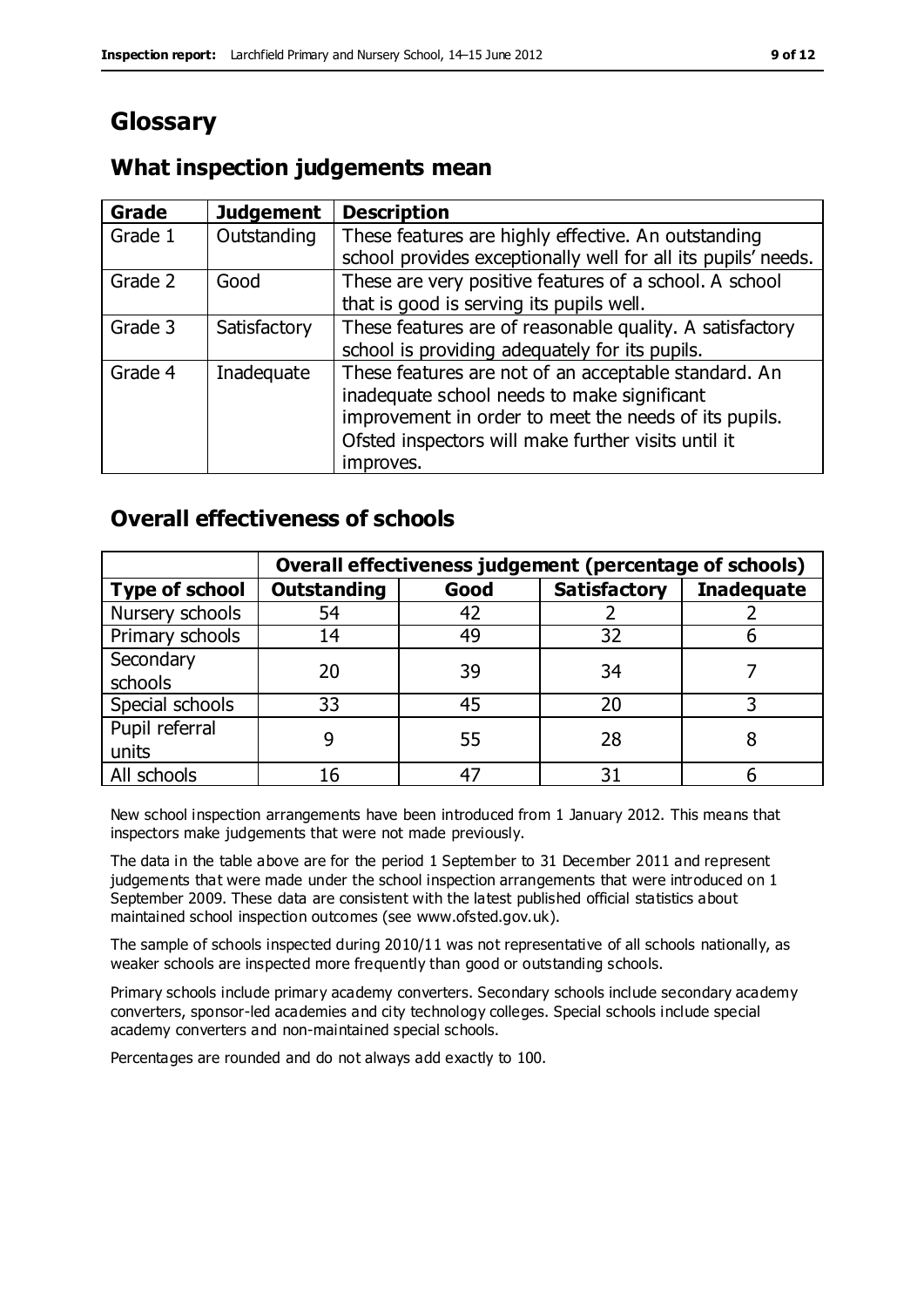# Glossary

## What inspection judgements mean

| Grade | Judgement | Description |
|---|---|---|
| Grade 1 | Outstanding | These features are highly effective. An outstanding school provides exceptionally well for all its pupils' needs. |
| Grade 2 | Good | These are very positive features of a school. A school that is good is serving its pupils well. |
| Grade 3 | Satisfactory | These features are of reasonable quality. A satisfactory school is providing adequately for its pupils. |
| Grade 4 | Inadequate | These features are not of an acceptable standard. An inadequate school needs to make significant improvement in order to meet the needs of its pupils. Ofsted inspectors will make further visits until it improves. |

## Overall effectiveness of schools

| | Overall effectiveness judgement (percentage of schools) | | | |
|---|---|---|---|---|
| **Type of school** | **Outstanding** | **Good** | **Satisfactory** | **Inadequate** |
| Nursery schools | 54 | 42 | 2 | 2 |
| Primary schools | 14 | 49 | 32 | 6 |
| Secondary schools | 20 | 39 | 34 | 7 |
| Special schools | 33 | 45 | 20 | 3 |
| Pupil referral units | 9 | 55 | 28 | 8 |
| All schools | 16 | 47 | 31 | 6 |

New school inspection arrangements have been introduced from 1 January 2012. This means that inspectors make judgements that were not made previously.

The data in the table above are for the period 1 September to 31 December 2011 and represent judgements that were made under the school inspection arrangements that were introduced on 1 September 2009. These data are consistent with the latest published official statistics about maintained school inspection outcomes (see www.ofsted.gov.uk).

The sample of schools inspected during 2010/11 was not representative of all schools nationally, as weaker schools are inspected more frequently than good or outstanding schools.

Primary schools include primary academy converters. Secondary schools include secondary academy converters, sponsor-led academies and city technology colleges. Special schools include special academy converters and non-maintained special schools.

Percentages are rounded and do not always add exactly to 100.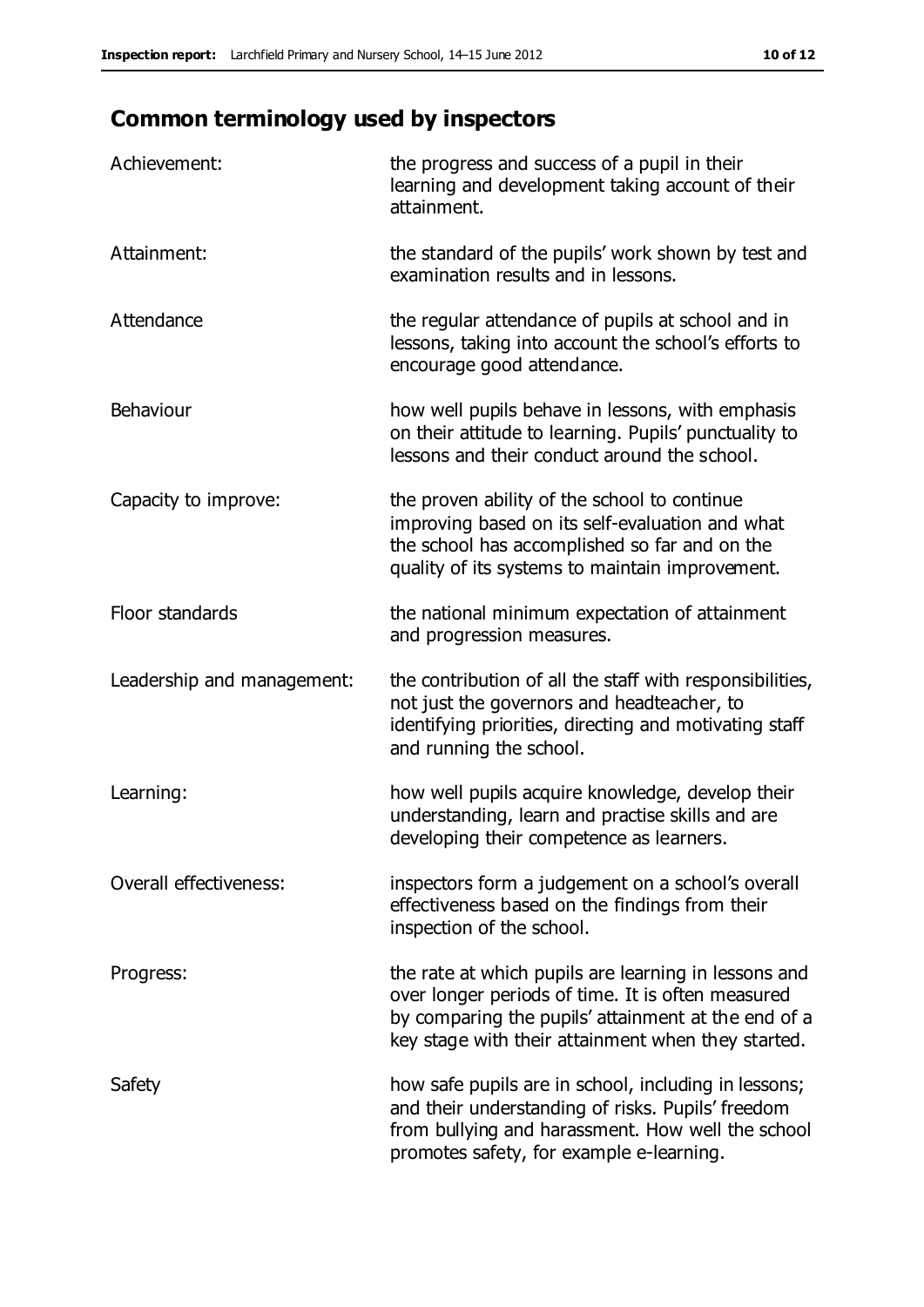## Common terminology used by inspectors

| | |
|---|---|
| Achievement: | the progress and success of a pupil in their learning and development taking account of their attainment. |
| Attainment: | the standard of the pupils' work shown by test and examination results and in lessons. |
| Attendance | the regular attendance of pupils at school and in lessons, taking into account the school's efforts to encourage good attendance. |
| Behaviour | how well pupils behave in lessons, with emphasis on their attitude to learning. Pupils' punctuality to lessons and their conduct around the school. |
| Capacity to improve: | the proven ability of the school to continue improving based on its self-evaluation and what the school has accomplished so far and on the quality of its systems to maintain improvement. |
| Floor standards | the national minimum expectation of attainment and progression measures. |
| Leadership and management: | the contribution of all the staff with responsibilities, not just the governors and headteacher, to identifying priorities, directing and motivating staff and running the school. |
| Learning: | how well pupils acquire knowledge, develop their understanding, learn and practise skills and are developing their competence as learners. |
| Overall effectiveness: | inspectors form a judgement on a school's overall effectiveness based on the findings from their inspection of the school. |
| Progress: | the rate at which pupils are learning in lessons and over longer periods of time. It is often measured by comparing the pupils' attainment at the end of a key stage with their attainment when they started. |
| Safety | how safe pupils are in school, including in lessons; and their understanding of risks. Pupils' freedom from bullying and harassment. How well the school promotes safety, for example e-learning. |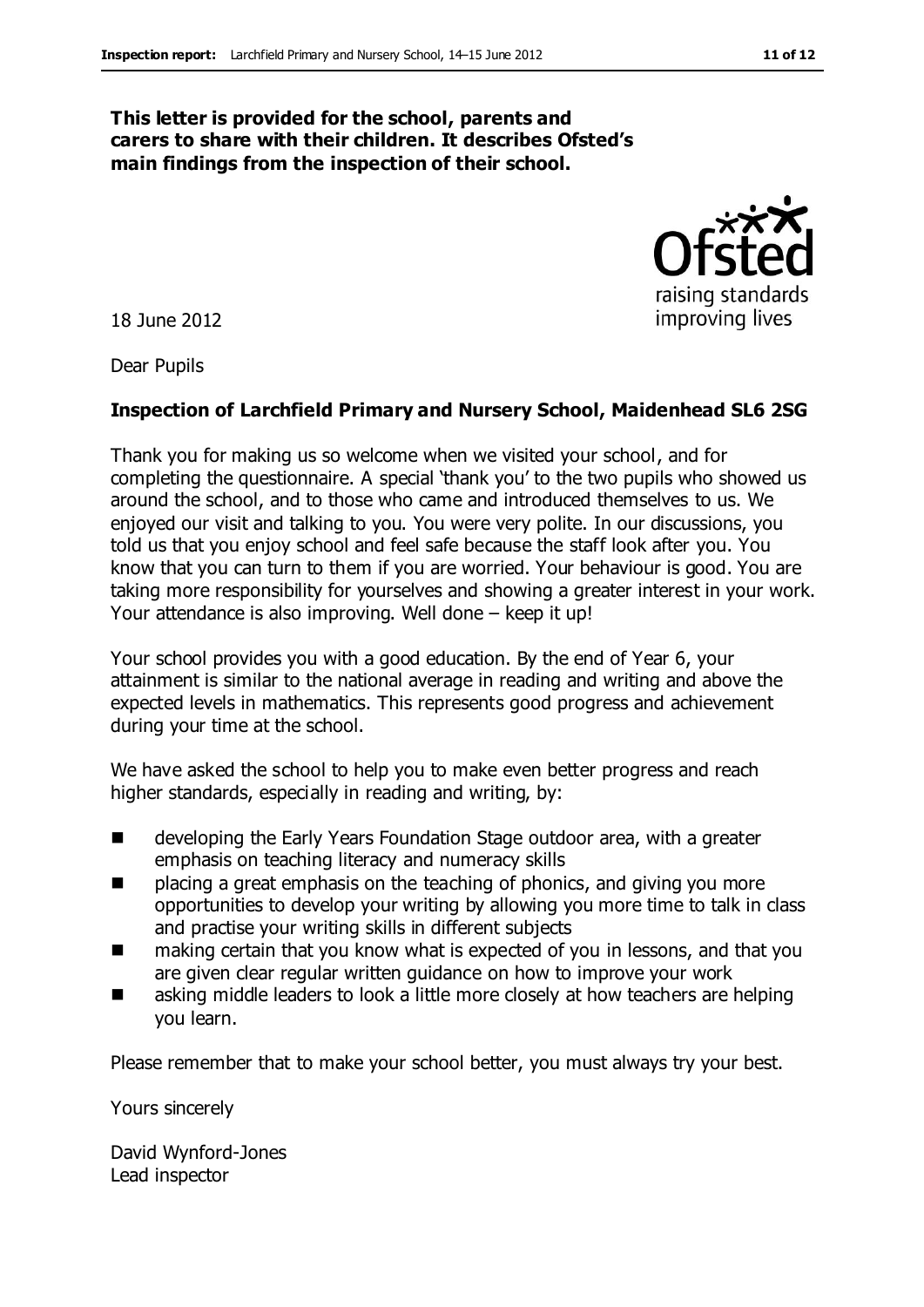**This letter is provided for the school, parents and carers to share with their children. It describes Ofsted's main findings from the inspection of their school.**

18 June 2012

Dear Pupils

**Inspection of Larchfield Primary and Nursery School, Maidenhead SL6 2SG**

Thank you for making us so welcome when we visited your school, and for completing the questionnaire. A special 'thank you' to the two pupils who showed us around the school, and to those who came and introduced themselves to us. We enjoyed our visit and talking to you. You were very polite. In our discussions, you told us that you enjoy school and feel safe because the staff look after you. You know that you can turn to them if you are worried. Your behaviour is good. You are taking more responsibility for yourselves and showing a greater interest in your work. Your attendance is also improving. Well done – keep it up!

Your school provides you with a good education. By the end of Year 6, your attainment is similar to the national average in reading and writing and above the expected levels in mathematics. This represents good progress and achievement during your time at the school.

We have asked the school to help you to make even better progress and reach higher standards, especially in reading and writing, by:

- developing the Early Years Foundation Stage outdoor area, with a greater emphasis on teaching literacy and numeracy skills
- placing a great emphasis on the teaching of phonics, and giving you more opportunities to develop your writing by allowing you more time to talk in class and practise your writing skills in different subjects
- making certain that you know what is expected of you in lessons, and that you are given clear regular written guidance on how to improve your work
- asking middle leaders to look a little more closely at how teachers are helping you learn.

Please remember that to make your school better, you must always try your best.

Yours sincerely

David Wynford-Jones
Lead inspector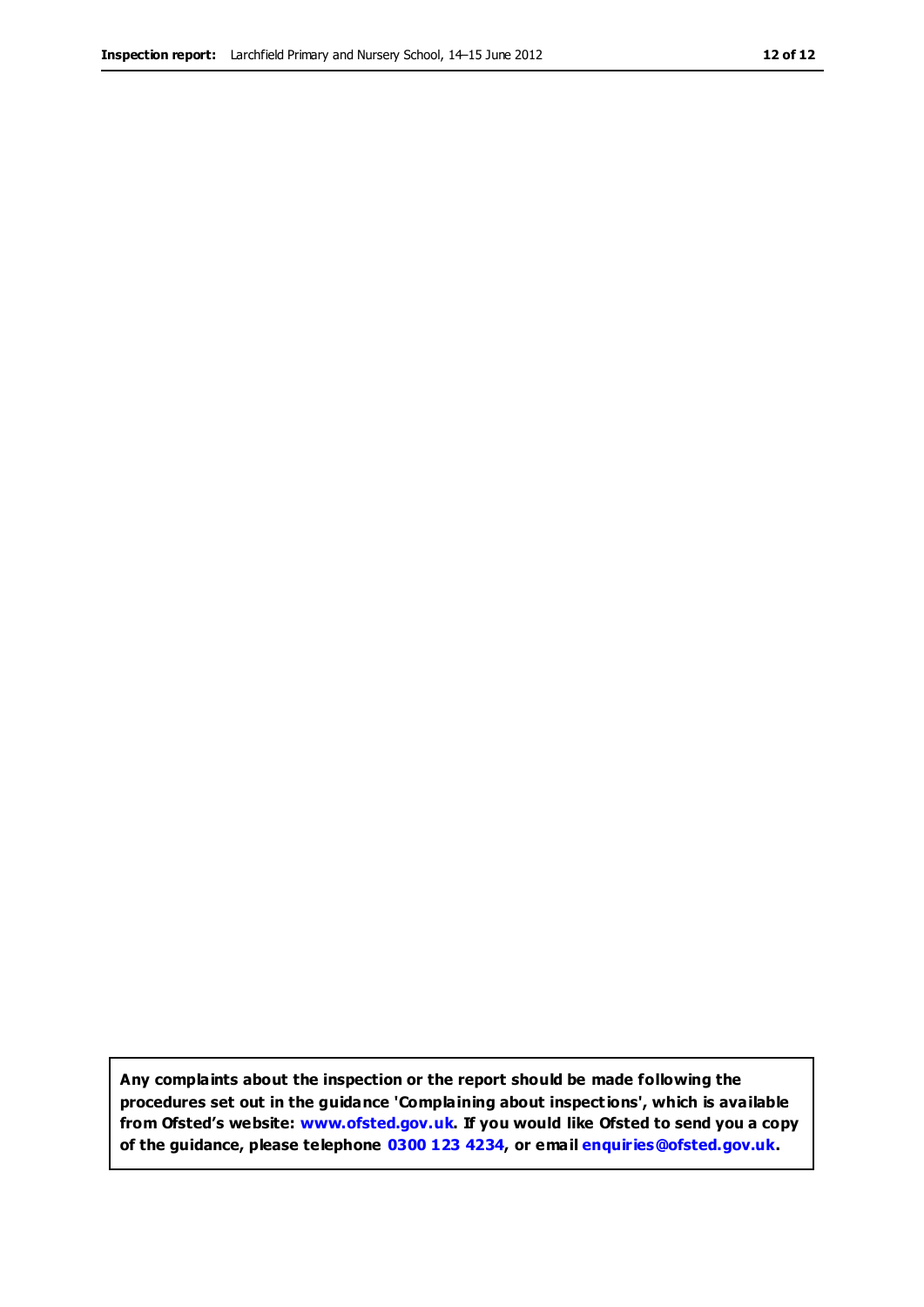**Any complaints about the inspection or the report should be made following the procedures set out in the guidance 'Complaining about inspections', which is available from Ofsted's website: www.ofsted.gov.uk. If you would like Ofsted to send you a copy of the guidance, please telephone 0300 123 4234, or email enquiries@ofsted.gov.uk.**